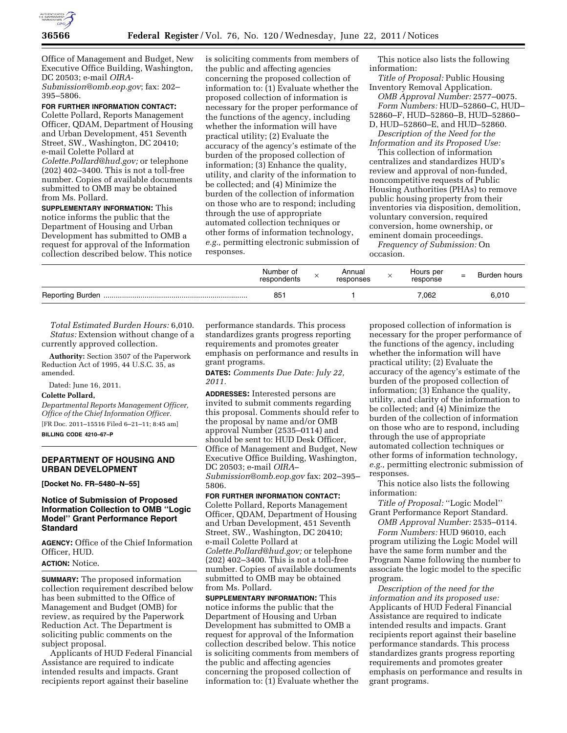Office of Management and Budget, New Executive Office Building, Washington, DC 20503; e-mail *OIRA-Submission@omb.eop.gov*; fax: 202–395–5806.

**FOR FURTHER INFORMATION CONTACT:** Colette Pollard, Reports Management Officer, QDAM, Department of Housing and Urban Development, 451 Seventh Street, SW., Washington, DC 20410; e-mail Colette Pollard at *Colette.Pollard@hud.gov;* or telephone (202) 402–3400. This is not a toll-free number. Copies of available documents submitted to OMB may be obtained from Ms. Pollard.

**SUPPLEMENTARY INFORMATION:** This notice informs the public that the Department of Housing and Urban Development has submitted to OMB a request for approval of the Information collection described below. This notice is soliciting comments from members of the public and affecting agencies concerning the proposed collection of information to: (1) Evaluate whether the proposed collection of information is necessary for the proper performance of the functions of the agency, including whether the information will have practical utility; (2) Evaluate the accuracy of the agency's estimate of the burden of the proposed collection of information; (3) Enhance the quality, utility, and clarity of the information to be collected; and (4) Minimize the burden of the collection of information on those who are to respond; including through the use of appropriate automated collection techniques or other forms of information technology, *e.g.,* permitting electronic submission of responses.

This notice also lists the following information:

*Title of Proposal:* Public Housing Inventory Removal Application.

*OMB Approval Number:* 2577–0075.

*Form Numbers:* HUD–52860–C, HUD–52860–F, HUD–52860–B, HUD–52860–D, HUD–52860–E, and HUD–52860.

*Description of the Need for the Information and its Proposed Use:*

This collection of information centralizes and standardizes HUD's review and approval of non-funded, noncompetitive requests of Public Housing Authorities (PHAs) to remove public housing property from their inventories via disposition, demolition, voluntary conversion, required conversion, home ownership, or eminent domain proceedings.

*Frequency of Submission:* On occasion.

| | Number of respondents | × | Annual responses | × | Hours per response | = | Burden hours |
|---|---|---|---|---|---|---|---|
| Reporting Burden | 851 | | 1 | | 7.062 | | 6,010 |

*Total Estimated Burden Hours:* 6,010.

*Status:* Extension without change of a currently approved collection.

**Authority:** Section 3507 of the Paperwork Reduction Act of 1995, 44 U.S.C. 35, as amended.

Dated: June 16, 2011.

**Colette Pollard,**

*Departmental Reports Management Officer, Office of the Chief Information Officer.*

[FR Doc. 2011–15516 Filed 6–21–11; 8:45 am]

**BILLING CODE 4210–67–P**

## DEPARTMENT OF HOUSING AND URBAN DEVELOPMENT

**[Docket No. FR–5480–N–55]**

### Notice of Submission of Proposed Information Collection to OMB "Logic Model" Grant Performance Report Standard

**AGENCY:** Office of the Chief Information Officer, HUD.

**ACTION:** Notice.

**SUMMARY:** The proposed information collection requirement described below has been submitted to the Office of Management and Budget (OMB) for review, as required by the Paperwork Reduction Act. The Department is soliciting public comments on the subject proposal.

Applicants of HUD Federal Financial Assistance are required to indicate intended results and impacts. Grant recipients report against their baseline performance standards. This process standardizes grants progress reporting requirements and promotes greater emphasis on performance and results in grant programs.

**DATES:** *Comments Due Date: July 22, 2011.*

**ADDRESSES:** Interested persons are invited to submit comments regarding this proposal. Comments should refer to the proposal by name and/or OMB approval Number (2535–0114) and should be sent to: HUD Desk Officer, Office of Management and Budget, New Executive Office Building, Washington, DC 20503; e-mail *OIRA–Submission@omb.eop.gov* fax: 202–395–5806.

**FOR FURTHER INFORMATION CONTACT:** Colette Pollard, Reports Management Officer, QDAM, Department of Housing and Urban Development, 451 Seventh Street, SW., Washington, DC 20410; e-mail Colette Pollard at *Colette.Pollard@hud.gov;* or telephone (202) 402–3400. This is not a toll-free number. Copies of available documents submitted to OMB may be obtained from Ms. Pollard.

**SUPPLEMENTARY INFORMATION:** This notice informs the public that the Department of Housing and Urban Development has submitted to OMB a request for approval of the Information collection described below. This notice is soliciting comments from members of the public and affecting agencies concerning the proposed collection of information to: (1) Evaluate whether the proposed collection of information is necessary for the proper performance of the functions of the agency, including whether the information will have practical utility; (2) Evaluate the accuracy of the agency's estimate of the burden of the proposed collection of information; (3) Enhance the quality, utility, and clarity of the information to be collected; and (4) Minimize the burden of the collection of information on those who are to respond, including through the use of appropriate automated collection techniques or other forms of information technology, *e.g.,* permitting electronic submission of responses.

This notice also lists the following information:

*Title of Proposal:* "Logic Model" Grant Performance Report Standard.

*OMB Approval Number:* 2535–0114.

*Form Numbers:* HUD 96010, each program utilizing the Logic Model will have the same form number and the Program Name following the number to associate the logic model to the specific program.

*Description of the need for the information and its proposed use:* Applicants of HUD Federal Financial Assistance are required to indicate intended results and impacts. Grant recipients report against their baseline performance standards. This process standardizes grants progress reporting requirements and promotes greater emphasis on performance and results in grant programs.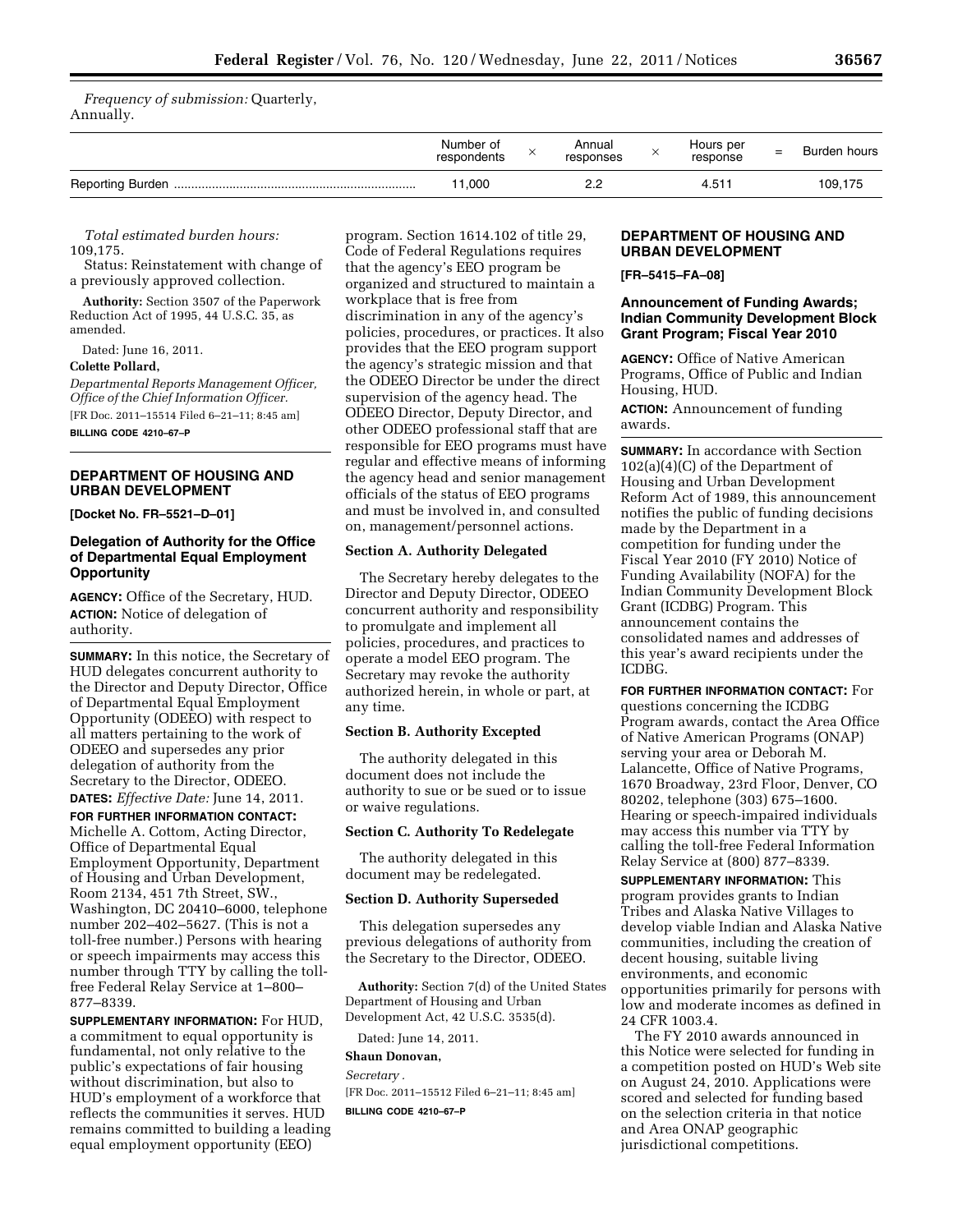*Frequency of submission:* Quarterly, Annually.

| | Number of respondents | × | Annual responses | × | Hours per response | = | Burden hours |
|---|---|---|---|---|---|---|---|
| Reporting Burden | 11,000 | | 2.2 | | 4.511 | | 109,175 |

*Total estimated burden hours:* 109,175.

Status: Reinstatement with change of a previously approved collection.

**Authority:** Section 3507 of the Paperwork Reduction Act of 1995, 44 U.S.C. 35, as amended.

Dated: June 16, 2011.

**Colette Pollard,**

*Departmental Reports Management Officer, Office of the Chief Information Officer.*

[FR Doc. 2011–15514 Filed 6–21–11; 8:45 am]

**BILLING CODE 4210–67–P**

## DEPARTMENT OF HOUSING AND URBAN DEVELOPMENT

**[Docket No. FR–5521–D–01]**

### Delegation of Authority for the Office of Departmental Equal Employment Opportunity

**AGENCY:** Office of the Secretary, HUD.

**ACTION:** Notice of delegation of authority.

**SUMMARY:** In this notice, the Secretary of HUD delegates concurrent authority to the Director and Deputy Director, Office of Departmental Equal Employment Opportunity (ODEEO) with respect to all matters pertaining to the work of ODEEO and supersedes any prior delegation of authority from the Secretary to the Director, ODEEO.

**DATES:** *Effective Date:* June 14, 2011.

**FOR FURTHER INFORMATION CONTACT:** Michelle A. Cottom, Acting Director, Office of Departmental Equal Employment Opportunity, Department of Housing and Urban Development, Room 2134, 451 7th Street, SW., Washington, DC 20410–6000, telephone number 202–402–5627. (This is not a toll-free number.) Persons with hearing or speech impairments may access this number through TTY by calling the toll-free Federal Relay Service at 1–800–877–8339.

**SUPPLEMENTARY INFORMATION:** For HUD, a commitment to equal opportunity is fundamental, not only relative to the public's expectations of fair housing without discrimination, but also to HUD's employment of a workforce that reflects the communities it serves. HUD remains committed to building a leading equal employment opportunity (EEO) program. Section 1614.102 of title 29, Code of Federal Regulations requires that the agency's EEO program be organized and structured to maintain a workplace that is free from discrimination in any of the agency's policies, procedures, or practices. It also provides that the EEO program support the agency's strategic mission and that the ODEEO Director be under the direct supervision of the agency head. The ODEEO Director, Deputy Director, and other ODEEO professional staff that are responsible for EEO programs must have regular and effective means of informing the agency head and senior management officials of the status of EEO programs and must be involved in, and consulted on, management/personnel actions.

#### Section A. Authority Delegated

The Secretary hereby delegates to the Director and Deputy Director, ODEEO concurrent authority and responsibility to promulgate and implement all policies, procedures, and practices to operate a model EEO program. The Secretary may revoke the authority authorized herein, in whole or part, at any time.

#### Section B. Authority Excepted

The authority delegated in this document does not include the authority to sue or be sued or to issue or waive regulations.

#### Section C. Authority To Redelegate

The authority delegated in this document may be redelegated.

#### Section D. Authority Superseded

This delegation supersedes any previous delegations of authority from the Secretary to the Director, ODEEO.

**Authority:** Section 7(d) of the United States Department of Housing and Urban Development Act, 42 U.S.C. 3535(d).

Dated: June 14, 2011.

**Shaun Donovan,**

*Secretary.*

[FR Doc. 2011–15512 Filed 6–21–11; 8:45 am]

**BILLING CODE 4210–67–P**

## DEPARTMENT OF HOUSING AND URBAN DEVELOPMENT

**[FR–5415–FA–08]**

### Announcement of Funding Awards; Indian Community Development Block Grant Program; Fiscal Year 2010

**AGENCY:** Office of Native American Programs, Office of Public and Indian Housing, HUD.

**ACTION:** Announcement of funding awards.

**SUMMARY:** In accordance with Section 102(a)(4)(C) of the Department of Housing and Urban Development Reform Act of 1989, this announcement notifies the public of funding decisions made by the Department in a competition for funding under the Fiscal Year 2010 (FY 2010) Notice of Funding Availability (NOFA) for the Indian Community Development Block Grant (ICDBG) Program. This announcement contains the consolidated names and addresses of this year's award recipients under the ICDBG.

**FOR FURTHER INFORMATION CONTACT:** For questions concerning the ICDBG Program awards, contact the Area Office of Native American Programs (ONAP) serving your area or Deborah M. Lalancette, Office of Native Programs, 1670 Broadway, 23rd Floor, Denver, CO 80202, telephone (303) 675–1600. Hearing or speech-impaired individuals may access this number via TTY by calling the toll-free Federal Information Relay Service at (800) 877–8339.

**SUPPLEMENTARY INFORMATION:** This program provides grants to Indian Tribes and Alaska Native Villages to develop viable Indian and Alaska Native communities, including the creation of decent housing, suitable living environments, and economic opportunities primarily for persons with low and moderate incomes as defined in 24 CFR 1003.4.

The FY 2010 awards announced in this Notice were selected for funding in a competition posted on HUD's Web site on August 24, 2010. Applications were scored and selected for funding based on the selection criteria in that notice and Area ONAP geographic jurisdictional competitions.